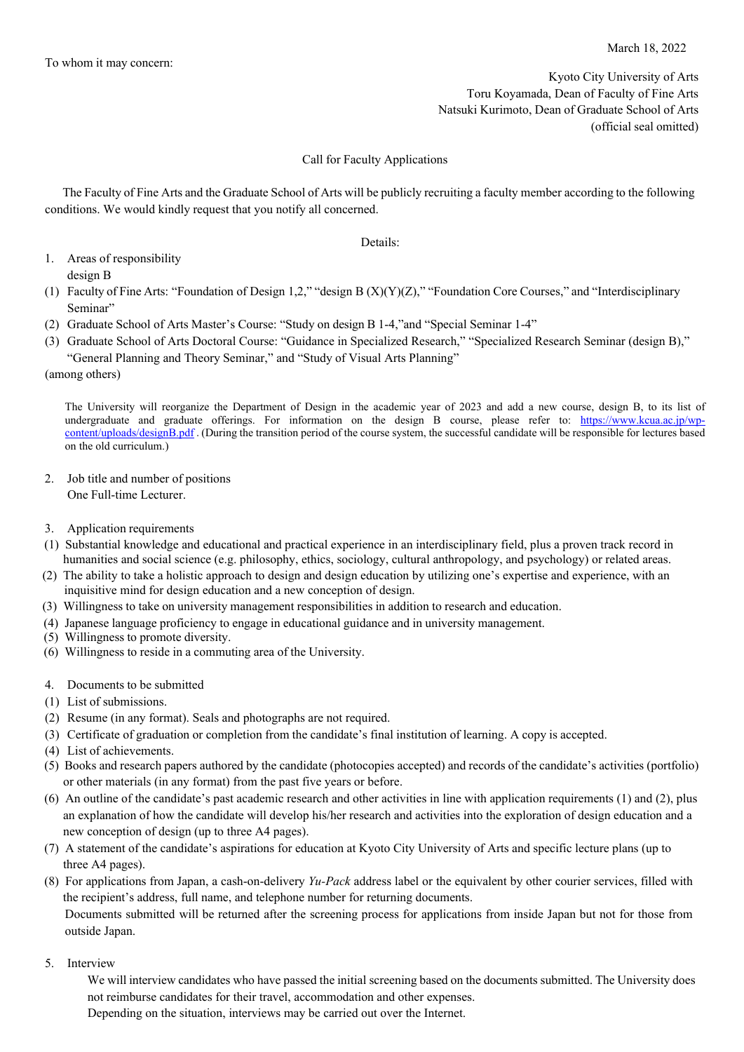March 18, 2022

To whom it may concern:

Kyoto City University of Arts
Toru Koyamada, Dean of Faculty of Fine Arts
Natsuki Kurimoto, Dean of Graduate School of Arts
(official seal omitted)

## Call for Faculty Applications

The Faculty of Fine Arts and the Graduate School of Arts will be publicly recruiting a faculty member according to the following conditions. We would kindly request that you notify all concerned.

Details:

1. Areas of responsibility
   design B

(1) Faculty of Fine Arts: "Foundation of Design 1,2," "design B (X)(Y)(Z)," "Foundation Core Courses," and "Interdisciplinary Seminar"
(2) Graduate School of Arts Master's Course: "Study on design B 1-4,"and "Special Seminar 1-4"
(3) Graduate School of Arts Doctoral Course: "Guidance in Specialized Research," "Specialized Research Seminar (design B)," "General Planning and Theory Seminar," and "Study of Visual Arts Planning"

(among others)

The University will reorganize the Department of Design in the academic year of 2023 and add a new course, design B, to its list of undergraduate and graduate offerings. For information on the design B course, please refer to: [https://www.kcua.ac.jp/wp-content/uploads/designB.pdf](https://www.kcua.ac.jp/wp-content/uploads/designB.pdf) . (During the transition period of the course system, the successful candidate will be responsible for lectures based on the old curriculum.)

2. Job title and number of positions
   One Full-time Lecturer.

3. Application requirements

(1) Substantial knowledge and educational and practical experience in an interdisciplinary field, plus a proven track record in humanities and social science (e.g. philosophy, ethics, sociology, cultural anthropology, and psychology) or related areas.
(2) The ability to take a holistic approach to design and design education by utilizing one's expertise and experience, with an inquisitive mind for design education and a new conception of design.
(3) Willingness to take on university management responsibilities in addition to research and education.
(4) Japanese language proficiency to engage in educational guidance and in university management.
(5) Willingness to promote diversity.
(6) Willingness to reside in a commuting area of the University.

4. Documents to be submitted

(1) List of submissions.
(2) Resume (in any format). Seals and photographs are not required.
(3) Certificate of graduation or completion from the candidate's final institution of learning. A copy is accepted.
(4) List of achievements.
(5) Books and research papers authored by the candidate (photocopies accepted) and records of the candidate's activities (portfolio) or other materials (in any format) from the past five years or before.
(6) An outline of the candidate's past academic research and other activities in line with application requirements (1) and (2), plus an explanation of how the candidate will develop his/her research and activities into the exploration of design education and a new conception of design (up to three A4 pages).
(7) A statement of the candidate's aspirations for education at Kyoto City University of Arts and specific lecture plans (up to three A4 pages).
(8) For applications from Japan, a cash-on-delivery *Yu-Pack* address label or the equivalent by other courier services, filled with the recipient's address, full name, and telephone number for returning documents.
   Documents submitted will be returned after the screening process for applications from inside Japan but not for those from outside Japan.

5. Interview
   We will interview candidates who have passed the initial screening based on the documents submitted. The University does not reimburse candidates for their travel, accommodation and other expenses.
   Depending on the situation, interviews may be carried out over the Internet.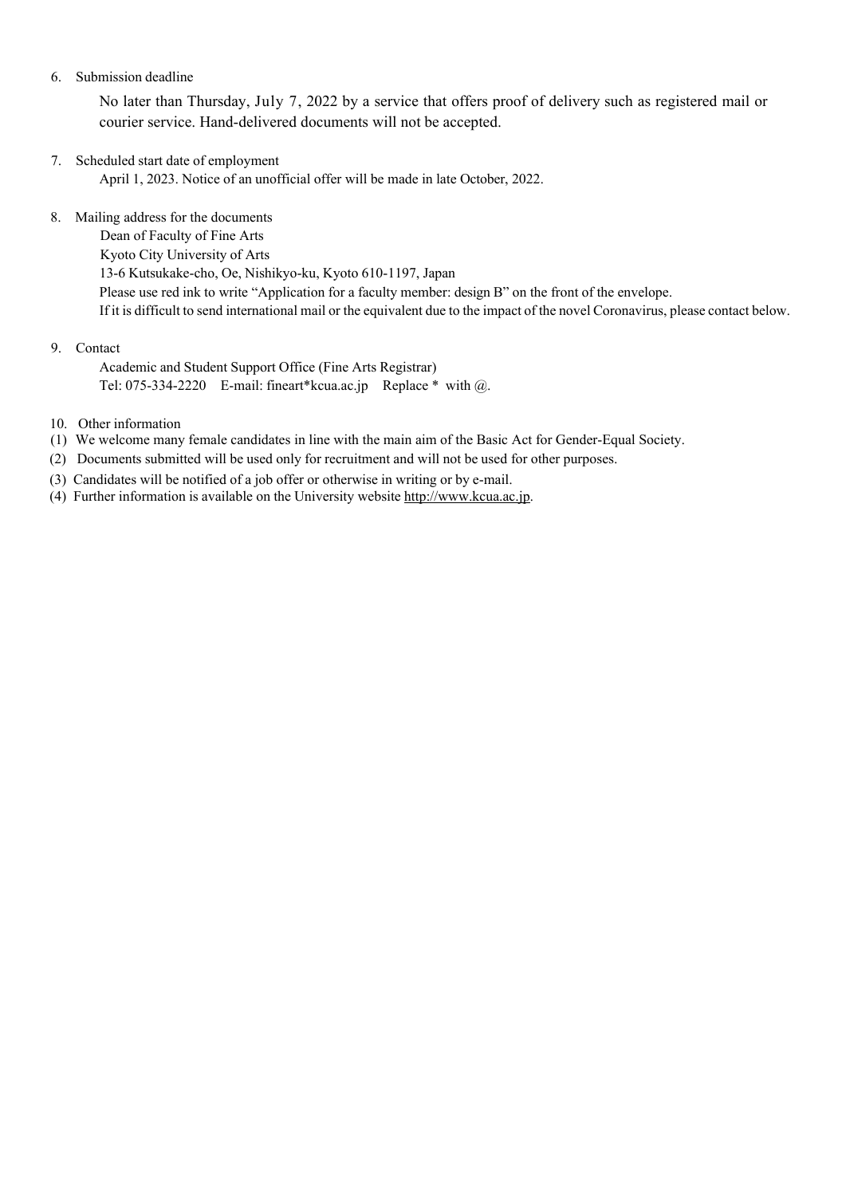6. Submission deadline

   No later than Thursday, July 7, 2022 by a service that offers proof of delivery such as registered mail or courier service. Hand-delivered documents will not be accepted.

7. Scheduled start date of employment

   April 1, 2023. Notice of an unofficial offer will be made in late October, 2022.

8. Mailing address for the documents

   Dean of Faculty of Fine Arts
   Kyoto City University of Arts
   13-6 Kutsukake-cho, Oe, Nishikyo-ku, Kyoto 610-1197, Japan
   Please use red ink to write "Application for a faculty member: design B" on the front of the envelope.
   If it is difficult to send international mail or the equivalent due to the impact of the novel Coronavirus, please contact below.

9. Contact

   Academic and Student Support Office (Fine Arts Registrar)
   Tel: 075-334-2220 E-mail: fineart*kcua.ac.jp Replace * with @.

10. Other information

(1) We welcome many female candidates in line with the main aim of the Basic Act for Gender-Equal Society.
(2) Documents submitted will be used only for recruitment and will not be used for other purposes.
(3) Candidates will be notified of a job offer or otherwise in writing or by e-mail.
(4) Further information is available on the University website http://www.kcua.ac.jp.